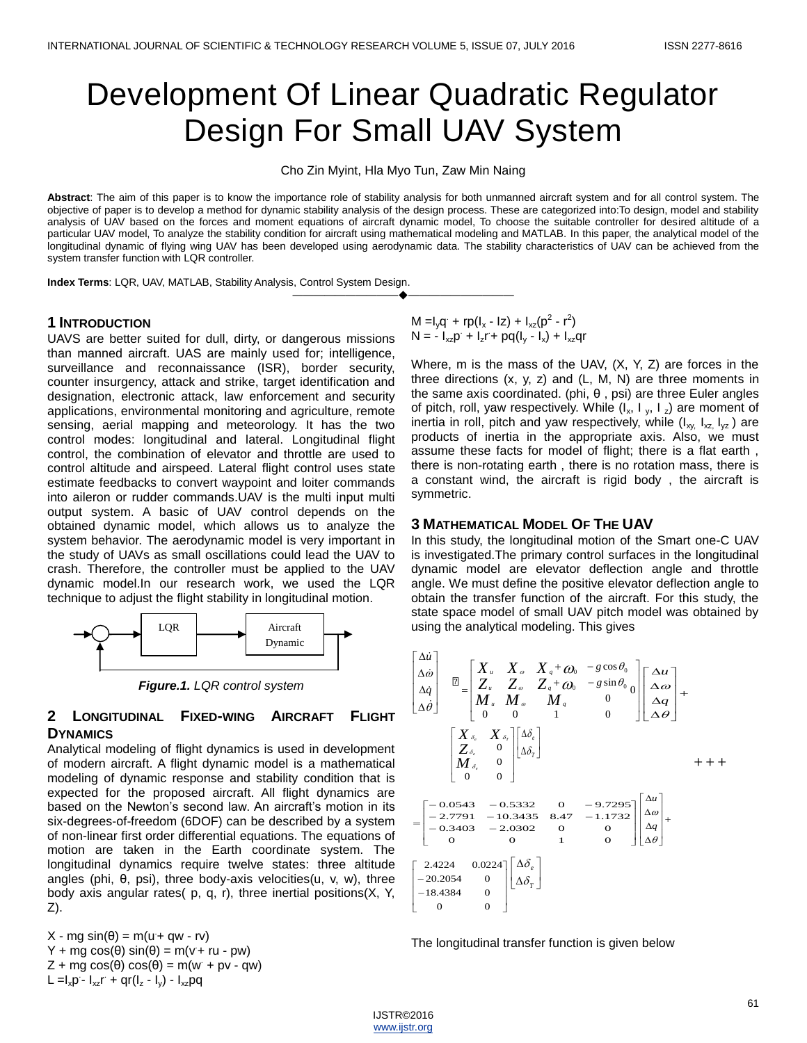# Development Of Linear Quadratic Regulator Design For Small UAV System

Cho Zin Myint, Hla Myo Tun, Zaw Min Naing

**Abstract**: The aim of this paper is to know the importance role of stability analysis for both unmanned aircraft system and for all control system. The objective of paper is to develop a method for dynamic stability analysis of the design process. These are categorized into:To design, model and stability analysis of UAV based on the forces and moment equations of aircraft dynamic model, To choose the suitable controller for desired altitude of a particular UAV model, To analyze the stability condition for aircraft using mathematical modeling and MATLAB. In this paper, the analytical model of the longitudinal dynamic of flying wing UAV has been developed using aerodynamic data. The stability characteristics of UAV can be achieved from the system transfer function with LQR controller.

**Index Terms**: LQR, UAV, MATLAB, Stability Analysis, Control System Design.

## 1 Introduction

UAVS are better suited for dull, dirty, or dangerous missions than manned aircraft. UAS are mainly used for; intelligence, surveillance and reconnaissance (ISR), border security, counter insurgency, attack and strike, target identification and designation, electronic attack, law enforcement and security applications, environmental monitoring and agriculture, remote sensing, aerial mapping and meteorology. It has the two control modes: longitudinal and lateral. Longitudinal flight control, the combination of elevator and throttle are used to control altitude and airspeed. Lateral flight control uses state estimate feedbacks to convert waypoint and loiter commands into aileron or rudder commands.UAV is the multi input multi output system. A basic of UAV control depends on the obtained dynamic model, which allows us to analyze the system behavior. The aerodynamic model is very important in the study of UAVs as small oscillations could lead the UAV to crash. Therefore, the controller must be applied to the UAV dynamic model.In our research work, we used the LQR technique to adjust the flight stability in longitudinal motion.

***Figure.1.*** *LQR control system*

## 2 Longitudinal Fixed-wing Aircraft Flight Dynamics

Analytical modeling of flight dynamics is used in development of modern aircraft. A flight dynamic model is a mathematical modeling of dynamic response and stability condition that is expected for the proposed aircraft. All flight dynamics are based on the Newton's second law. An aircraft's motion in its six-degrees-of-freedom (6DOF) can be described by a system of non-linear first order differential equations. The equations of motion are taken in the Earth coordinate system. The longitudinal dynamics require twelve states: three altitude angles (phi, θ, psi), three body-axis velocities(u, v, w), three body axis angular rates( p, q, r), three inertial positions(X, Y, Z).

$$X - mg\sin(\theta) = m(\dot{u} + qw - rv)$$
$$Y + mg\cos(\theta)\sin(\theta) = m(\dot{v} + ru - pw)$$
$$Z + mg\cos(\theta)\cos(\theta) = m(\dot{w} + pv - qw)$$
$$L = I_x\dot{p} - I_{xz}\dot{r} + qr(I_z - I_y) - I_{xz}pq$$
$$M = I_y\dot{q} + rp(I_x - I_z) + I_{xz}(p^2 - r^2)$$
$$N = -I_{xz}\dot{p} + I_z\dot{r} + pq(I_y - I_x) + I_{xz}qr$$

Where, m is the mass of the UAV, (X, Y, Z) are forces in the three directions (x, y, z) and (L, M, N) are three moments in the same axis coordinated. (phi, θ , psi) are three Euler angles of pitch, roll, yaw respectively. While ($I_x$, $I_y$, $I_z$) are moment of inertia in roll, pitch and yaw respectively, while ($I_{xy}$, $I_{xz}$, $I_{yz}$) are products of inertia in the appropriate axis. Also, we must assume these facts for model of flight; there is a flat earth , there is non-rotating earth , there is no rotation mass, there is a constant wind, the aircraft is rigid body , the aircraft is symmetric.

## 3 Mathematical Model Of The UAV

In this study, the longitudinal motion of the Smart one-C UAV is investigated.The primary control surfaces in the longitudinal dynamic model are elevator deflection angle and throttle angle. We must define the positive elevator deflection angle to obtain the transfer function of the aircraft. For this study, the state space model of small UAV pitch model was obtained by using the analytical modeling. This gives

$$\begin{bmatrix}\Delta\dot{u}\\ \Delta\dot{\omega}\\ \Delta\dot{q}\\ \Delta\dot{\theta}\end{bmatrix} = \begin{bmatrix} X_u & X_\omega & X_q+\omega_0 & -g\cos\theta_0 \\ Z_u & Z_\omega & Z_q+\omega_0 & -g\sin\theta_0 \\ M_u & M_\omega & M_q & 0 \\ 0 & 0 & 1 & 0 \end{bmatrix}\begin{bmatrix}\Delta u\\ \Delta\omega\\ \Delta q\\ \Delta\theta\end{bmatrix} + \begin{bmatrix} X_{\delta_e} & X_{\delta_T} \\ Z_{\delta_e} & 0 \\ M_{\delta_e} & 0 \\ 0 & 0 \end{bmatrix}\begin{bmatrix}\Delta\delta_e\\ \Delta\delta_T\end{bmatrix}$$

$$= \begin{bmatrix} -0.0543 & -0.5332 & 0 & -9.7295 \\ -2.7791 & -10.3435 & 8.47 & -1.1732 \\ -0.3403 & -2.0302 & 0 & 0 \\ 0 & 0 & 1 & 0 \end{bmatrix}\begin{bmatrix}\Delta u\\ \Delta\omega\\ \Delta q\\ \Delta\theta\end{bmatrix} + \begin{bmatrix} 2.4224 & 0.0224 \\ -20.2054 & 0 \\ -18.4384 & 0 \\ 0 & 0 \end{bmatrix}\begin{bmatrix}\Delta\delta_e\\ \Delta\delta_T\end{bmatrix}$$

The longitudinal transfer function is given below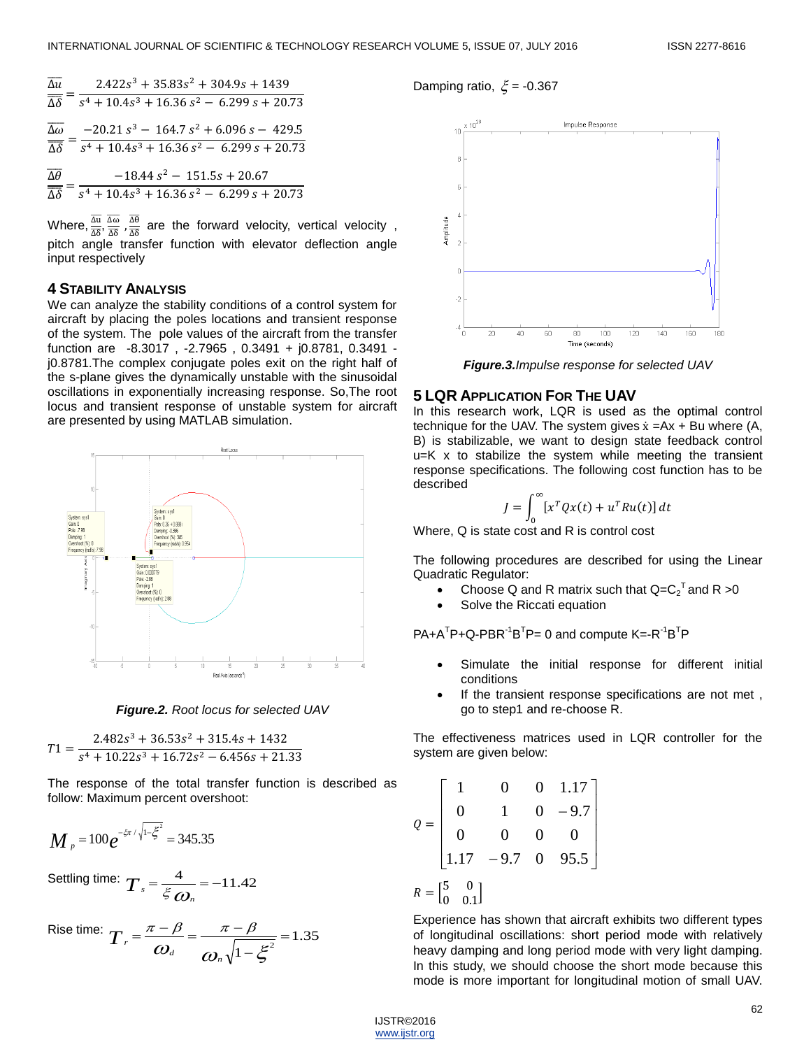$$\frac{\overline{\Delta u}}{\overline{\Delta \delta}} = \frac{2.422s^3 + 35.83s^2 + 304.9s + 1439}{s^4 + 10.4s^3 + 16.36\,s^2 - 6.299\,s + 20.73}$$

$$\frac{\overline{\Delta \omega}}{\overline{\Delta \delta}} = \frac{-20.21\,s^3 - 164.7\,s^2 + 6.096\,s - 429.5}{s^4 + 10.4s^3 + 16.36\,s^2 - 6.299\,s + 20.73}$$

$$\frac{\overline{\Delta \theta}}{\overline{\Delta \delta}} = \frac{-18.44\,s^2 - 151.5s + 20.67}{s^4 + 10.4s^3 + 16.36\,s^2 - 6.299\,s + 20.73}$$

Where, $\frac{\overline{\Delta u}}{\overline{\Delta \delta}}$, $\frac{\overline{\Delta \omega}}{\overline{\Delta \delta}}$, $\frac{\overline{\Delta \theta}}{\overline{\Delta \delta}}$ are the forward velocity, vertical velocity, pitch angle transfer function with elevator deflection angle input respectively

## 4 Stability Analysis

We can analyze the stability conditions of a control system for aircraft by placing the poles locations and transient response of the system. The pole values of the aircraft from the transfer function are -8.3017 , -2.7965 , 0.3491 + j0.8781, 0.3491 - j0.8781.The complex conjugate poles exit on the right half of the s-plane gives the dynamically unstable with the sinusoidal oscillations in exponentially increasing response. So,The root locus and transient response of unstable system for aircraft are presented by using MATLAB simulation.

***Figure.2.*** *Root locus for selected UAV*

$$T1 = \frac{2.482s^3 + 36.53s^2 + 315.4s + 1432}{s^4 + 10.22s^3 + 16.72s^2 - 6.456s + 21.33}$$

The response of the total transfer function is described as follow: Maximum percent overshoot:

$$M_p = 100e^{-\xi\pi/\sqrt{1-\xi^2}} = 345.35$$

Settling time: $T_s = \frac{4}{\xi\,\omega_n} = -11.42$

Rise time: $T_r = \frac{\pi - \beta}{\omega_d} = \frac{\pi - \beta}{\omega_n\sqrt{1-\xi^2}} = 1.35$

Damping ratio, $\xi$ = -0.367

***Figure.3.*** *Impulse response for selected UAV*

## 5 LQR Application For The UAV

In this research work, LQR is used as the optimal control technique for the UAV. The system gives $\dot{x} = Ax + Bu$ where (A, B) is stabilizable, we want to design state feedback control u=K x to stabilize the system while meeting the transient response specifications. The following cost function has to be described

$$J = \int_0^\infty [x^T Q x(t) + u^T R u(t)]\,dt$$

Where, Q is state cost and R is control cost

The following procedures are described for using the Linear Quadratic Regulator:

- Choose Q and R matrix such that $Q = C_2^T$ and R >0
- Solve the Riccati equation

$PA + A^TP + Q - PBR^{-1}B^TP = 0$ and compute $K = -R^{-1}B^TP$

- Simulate the initial response for different initial conditions
- If the transient response specifications are not met , go to step1 and re-choose R.

The effectiveness matrices used in LQR controller for the system are given below:

$$Q = \begin{bmatrix} 1 & 0 & 0 & 1.17 \\ 0 & 1 & 0 & -9.7 \\ 0 & 0 & 0 & 0 \\ 1.17 & -9.7 & 0 & 95.5 \end{bmatrix}$$

$$R = \begin{bmatrix} 5 & 0 \\ 0 & 0.1 \end{bmatrix}$$

Experience has shown that aircraft exhibits two different types of longitudinal oscillations: short period mode with relatively heavy damping and long period mode with very light damping. In this study, we should choose the short mode because this mode is more important for longitudinal motion of small UAV.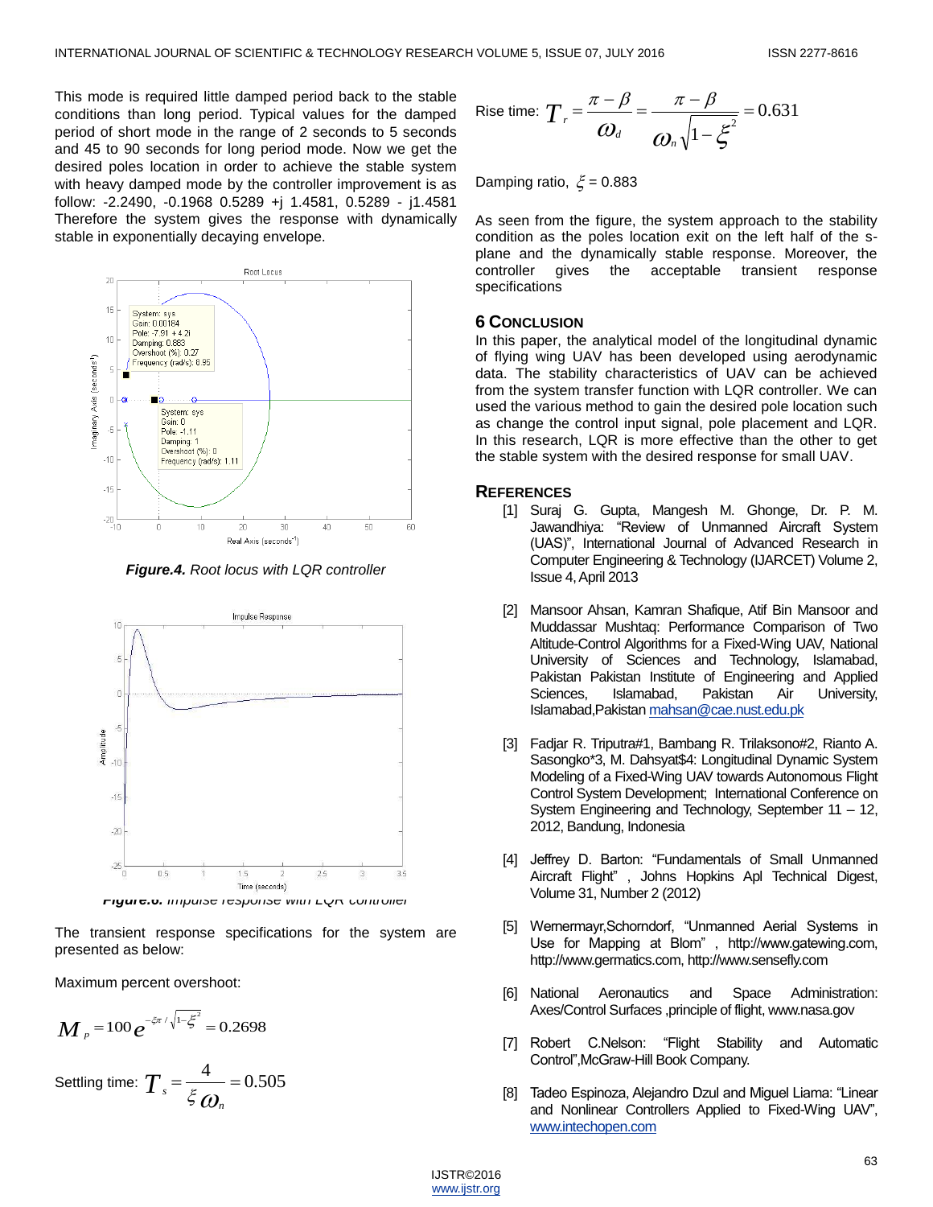This mode is required little damped period back to the stable conditions than long period. Typical values for the damped period of short mode in the range of 2 seconds to 5 seconds and 45 to 90 seconds for long period mode. Now we get the desired poles location in order to achieve the stable system with heavy damped mode by the controller improvement is as follow: -2.2490, -0.1968 0.5289 +j 1.4581, 0.5289 - j1.4581 Therefore the system gives the response with dynamically stable in exponentially decaying envelope.

***Figure.4.*** *Root locus with LQR controller*

***Figure.6.*** *Impulse response with LQR controller*

The transient response specifications for the system are presented as below:

Maximum percent overshoot:

$$M_p = 100 e^{-\xi\pi / \sqrt{1-\xi^2}} = 0.2698$$

Settling time: $T_s = \dfrac{4}{\xi \omega_n} = 0.505$

Rise time: $T_r = \dfrac{\pi - \beta}{\omega_d} = \dfrac{\pi - \beta}{\omega_n \sqrt{1-\xi^2}} = 0.631$

Damping ratio, $\xi = 0.883$

As seen from the figure, the system approach to the stability condition as the poles location exit on the left half of the s-plane and the dynamically stable response. Moreover, the controller gives the acceptable transient response specifications

## 6 Conclusion

In this paper, the analytical model of the longitudinal dynamic of flying wing UAV has been developed using aerodynamic data. The stability characteristics of UAV can be achieved from the system transfer function with LQR controller. We can used the various method to gain the desired pole location such as change the control input signal, pole placement and LQR. In this research, LQR is more effective than the other to get the stable system with the desired response for small UAV.

## References

[1] Suraj G. Gupta, Mangesh M. Ghonge, Dr. P. M. Jawandhiya: "Review of Unmanned Aircraft System (UAS)", International Journal of Advanced Research in Computer Engineering & Technology (IJARCET) Volume 2, Issue 4, April 2013

[2] Mansoor Ahsan, Kamran Shafique, Atif Bin Mansoor and Muddassar Mushtaq: Performance Comparison of Two Altitude-Control Algorithms for a Fixed-Wing UAV, National University of Sciences and Technology, Islamabad, Pakistan Pakistan Institute of Engineering and Applied Sciences, Islamabad, Pakistan Air University, Islamabad,Pakistan mahsan@cae.nust.edu.pk

[3] Fadjar R. Triputra#1, Bambang R. Trilaksono#2, Rianto A. Sasongko*3, M. Dahsyat$4: Longitudinal Dynamic System Modeling of a Fixed-Wing UAV towards Autonomous Flight Control System Development; International Conference on System Engineering and Technology, September 11 – 12, 2012, Bandung, Indonesia

[4] Jeffrey D. Barton: "Fundamentals of Small Unmanned Aircraft Flight" , Johns Hopkins Apl Technical Digest, Volume 31, Number 2 (2012)

[5] Wernermayr,Schorndorf, "Unmanned Aerial Systems in Use for Mapping at Blom" , http://www.gatewing.com, http://www.germatics.com, http://www.sensefly.com

[6] National Aeronautics and Space Administration: Axes/Control Surfaces ,principle of flight, www.nasa.gov

[7] Robert C.Nelson: "Flight Stability and Automatic Control",McGraw-Hill Book Company.

[8] Tadeo Espinoza, Alejandro Dzul and Miguel Liama: "Linear and Nonlinear Controllers Applied to Fixed-Wing UAV", www.intechopen.com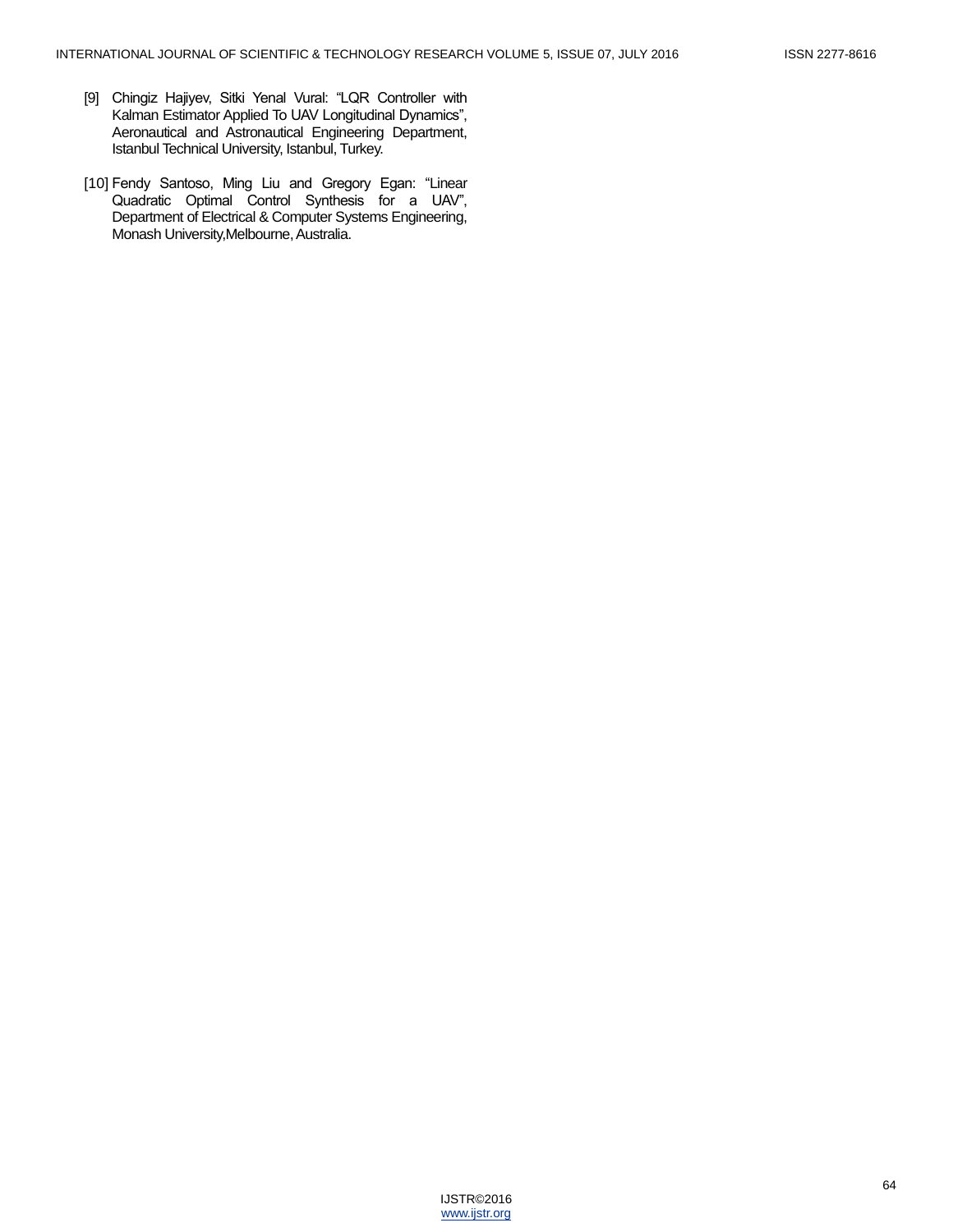[9] Chingiz Hajiyev, Sitki Yenal Vural: "LQR Controller with Kalman Estimator Applied To UAV Longitudinal Dynamics", Aeronautical and Astronautical Engineering Department, Istanbul Technical University, Istanbul, Turkey.

[10] Fendy Santoso, Ming Liu and Gregory Egan: "Linear Quadratic Optimal Control Synthesis for a UAV", Department of Electrical & Computer Systems Engineering, Monash University,Melbourne, Australia.